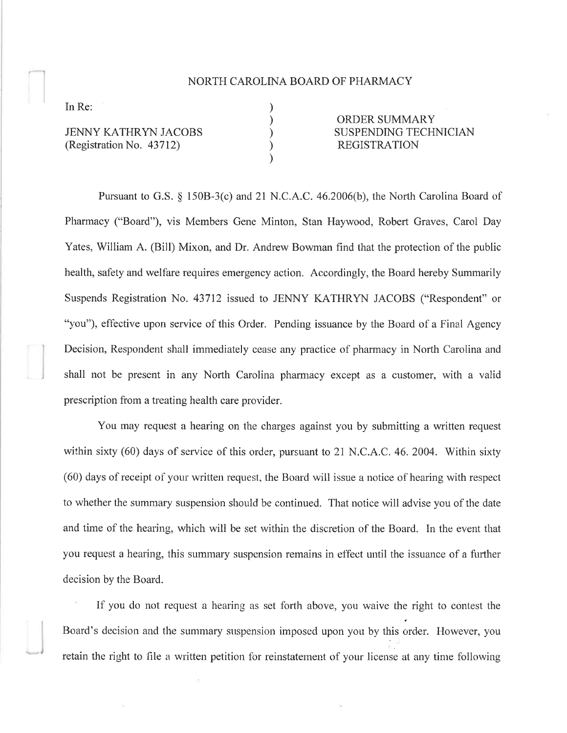NORTH CAROLINA BOARD OF PHARMACY

| In Re: | |
| --- | --- |
| JENNY KATHRYN JACOBS (Registration No. 43712) | ORDER SUMMARY SUSPENDING TECHNICIAN REGISTRATION |

Pursuant to G.S. § 150B-3(c) and 21 N.C.A.C. 46.2006(b), the North Carolina Board of Pharmacy ("Board"), vis Members Gene Minton, Stan Haywood, Robert Graves, Carol Day Yates, William A. (Bill) Mixon, and Dr. Andrew Bowman find that the protection of the public health, safety and welfare requires emergency action. Accordingly, the Board hereby Summarily Suspends Registration No. 43712 issued to JENNY KATHRYN JACOBS ("Respondent" or "you"), effective upon service of this Order. Pending issuance by the Board of a Final Agency Decision, Respondent shall immediately cease any practice of pharmacy in North Carolina and shall not be present in any North Carolina pharmacy except as a customer, with a valid prescription from a treating health care provider.

You may request a hearing on the charges against you by submitting a written request within sixty (60) days of service of this order, pursuant to 21 N.C.A.C. 46. 2004. Within sixty (60) days of receipt of your written request, the Board will issue a notice of hearing with respect to whether the summary suspension should be continued. That notice will advise you of the date and time of the hearing, which will be set within the discretion of the Board. In the event that you request a hearing, this summary suspension remains in effect until the issuance of a further decision by the Board.

If you do not request a hearing as set forth above, you waive the right to contest the Board's decision and the summary suspension imposed upon you by this order. However, you retain the right to file a written petition for reinstatement of your license at any time following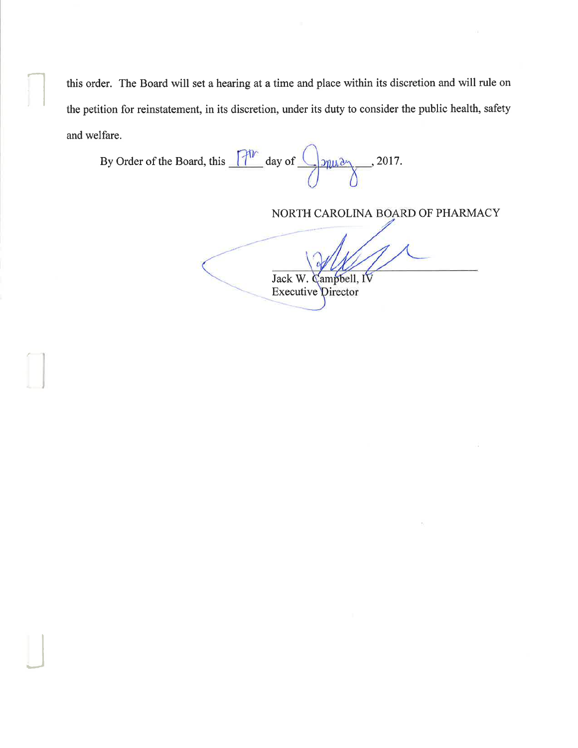this order. The Board will set a hearing at a time and place within its discretion and will rule on the petition for reinstatement, in its discretion, under its duty to consider the public health, safety and welfare.

By Order of the Board, this 17th day of January, 2017.

NORTH CAROLINA BOARD OF PHARMACY

Jack W. Campbell, IV
Executive Director